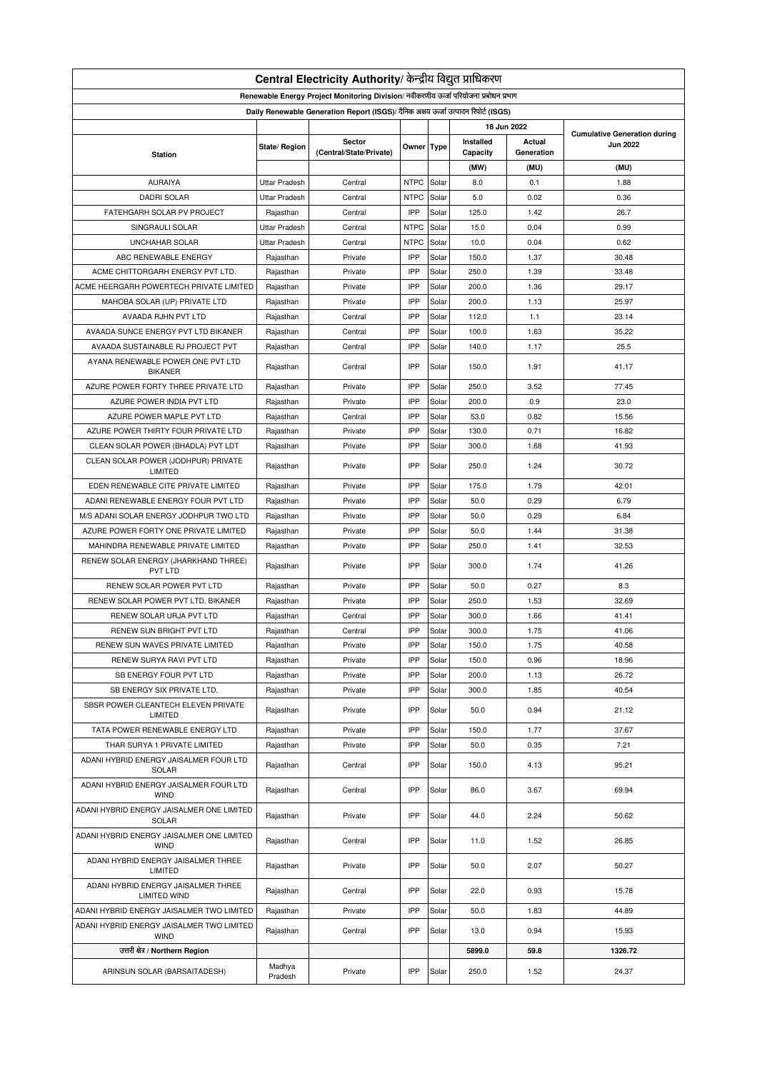# Central Electricity Authority/ केन्द्रीय विद्युत प्राधिकरण

## Renewable Energy Project Monitoring Division/ नवीकरणीय ऊर्जा परियोजना प्रबोधन प्रभाग

### Daily Renewable Generation Report (ISGS)/ दैनिक अक्षय ऊर्जा उत्पादन रिपोर्ट (ISGS)

| Station | State/ Region | Sector (Central/State/Private) | Owner | Type | 18 Jun 2022 | | Cumulative Generation during Jun 2022 |
|---|---|---|---|---|---|---|---|
| | | | | | Installed Capacity | Actual Generation | |
| | | | | | (MW) | (MU) | (MU) |
| AURAIYA | Uttar Pradesh | Central | NTPC | Solar | 8.0 | 0.1 | 1.88 |
| DADRI SOLAR | Uttar Pradesh | Central | NTPC | Solar | 5.0 | 0.02 | 0.36 |
| FATEHGARH SOLAR PV PROJECT | Rajasthan | Central | IPP | Solar | 125.0 | 1.42 | 26.7 |
| SINGRAULI SOLAR | Uttar Pradesh | Central | NTPC | Solar | 15.0 | 0.04 | 0.99 |
| UNCHAHAR SOLAR | Uttar Pradesh | Central | NTPC | Solar | 10.0 | 0.04 | 0.62 |
| ABC RENEWABLE ENERGY | Rajasthan | Private | IPP | Solar | 150.0 | 1.37 | 30.48 |
| ACME CHITTORGARH ENERGY PVT LTD. | Rajasthan | Private | IPP | Solar | 250.0 | 1.39 | 33.48 |
| ACME HEERGARH POWERTECH PRIVATE LIMITED | Rajasthan | Private | IPP | Solar | 200.0 | 1.36 | 29.17 |
| MAHOBA SOLAR (UP) PRIVATE LTD | Rajasthan | Private | IPP | Solar | 200.0 | 1.13 | 25.97 |
| AVAADA RJHN PVT LTD | Rajasthan | Central | IPP | Solar | 112.0 | 1.1 | 23.14 |
| AVAADA SUNCE ENERGY PVT LTD BIKANER | Rajasthan | Central | IPP | Solar | 100.0 | 1.63 | 35.22 |
| AVAADA SUSTAINABLE RJ PROJECT PVT | Rajasthan | Central | IPP | Solar | 140.0 | 1.17 | 25.5 |
| AYANA RENEWABLE POWER ONE PVT LTD BIKANER | Rajasthan | Central | IPP | Solar | 150.0 | 1.91 | 41.17 |
| AZURE POWER FORTY THREE PRIVATE LTD | Rajasthan | Private | IPP | Solar | 250.0 | 3.52 | 77.45 |
| AZURE POWER INDIA PVT LTD | Rajasthan | Private | IPP | Solar | 200.0 | 0.9 | 23.0 |
| AZURE POWER MAPLE PVT LTD | Rajasthan | Central | IPP | Solar | 53.0 | 0.82 | 15.56 |
| AZURE POWER THIRTY FOUR PRIVATE LTD | Rajasthan | Private | IPP | Solar | 130.0 | 0.71 | 16.82 |
| CLEAN SOLAR POWER (BHADLA) PVT LDT | Rajasthan | Private | IPP | Solar | 300.0 | 1.68 | 41.93 |
| CLEAN SOLAR POWER (JODHPUR) PRIVATE LIMITED | Rajasthan | Private | IPP | Solar | 250.0 | 1.24 | 30.72 |
| EDEN RENEWABLE CITE PRIVATE LIMITED | Rajasthan | Private | IPP | Solar | 175.0 | 1.79 | 42.01 |
| ADANI RENEWABLE ENERGY FOUR PVT LTD | Rajasthan | Private | IPP | Solar | 50.0 | 0.29 | 6.79 |
| M/S ADANI SOLAR ENERGY JODHPUR TWO LTD | Rajasthan | Private | IPP | Solar | 50.0 | 0.29 | 6.84 |
| AZURE POWER FORTY ONE PRIVATE LIMITED | Rajasthan | Private | IPP | Solar | 50.0 | 1.44 | 31.38 |
| MAHINDRA RENEWABLE PRIVATE LIMITED | Rajasthan | Private | IPP | Solar | 250.0 | 1.41 | 32.53 |
| RENEW SOLAR ENERGY (JHARKHAND THREE) PVT LTD | Rajasthan | Private | IPP | Solar | 300.0 | 1.74 | 41.26 |
| RENEW SOLAR POWER PVT LTD | Rajasthan | Private | IPP | Solar | 50.0 | 0.27 | 8.3 |
| RENEW SOLAR POWER PVT LTD. BIKANER | Rajasthan | Private | IPP | Solar | 250.0 | 1.53 | 32.69 |
| RENEW SOLAR URJA PVT LTD | Rajasthan | Central | IPP | Solar | 300.0 | 1.66 | 41.41 |
| RENEW SUN BRIGHT PVT LTD | Rajasthan | Central | IPP | Solar | 300.0 | 1.75 | 41.06 |
| RENEW SUN WAVES PRIVATE LIMITED | Rajasthan | Private | IPP | Solar | 150.0 | 1.75 | 40.58 |
| RENEW SURYA RAVI PVT LTD | Rajasthan | Private | IPP | Solar | 150.0 | 0.96 | 18.96 |
| SB ENERGY FOUR PVT LTD | Rajasthan | Private | IPP | Solar | 200.0 | 1.13 | 26.72 |
| SB ENERGY SIX PRIVATE LTD. | Rajasthan | Private | IPP | Solar | 300.0 | 1.85 | 40.54 |
| SBSR POWER CLEANTECH ELEVEN PRIVATE LIMITED | Rajasthan | Private | IPP | Solar | 50.0 | 0.94 | 21.12 |
| TATA POWER RENEWABLE ENERGY LTD | Rajasthan | Private | IPP | Solar | 150.0 | 1.77 | 37.67 |
| THAR SURYA 1 PRIVATE LIMITED | Rajasthan | Private | IPP | Solar | 50.0 | 0.35 | 7.21 |
| ADANI HYBRID ENERGY JAISALMER FOUR LTD SOLAR | Rajasthan | Central | IPP | Solar | 150.0 | 4.13 | 95.21 |
| ADANI HYBRID ENERGY JAISALMER FOUR LTD WIND | Rajasthan | Central | IPP | Solar | 86.0 | 3.67 | 69.94 |
| ADANI HYBRID ENERGY JAISALMER ONE LIMITED SOLAR | Rajasthan | Private | IPP | Solar | 44.0 | 2.24 | 50.62 |
| ADANI HYBRID ENERGY JAISALMER ONE LIMITED WIND | Rajasthan | Central | IPP | Solar | 11.0 | 1.52 | 26.85 |
| ADANI HYBRID ENERGY JAISALMER THREE LIMITED | Rajasthan | Private | IPP | Solar | 50.0 | 2.07 | 50.27 |
| ADANI HYBRID ENERGY JAISALMER THREE LIMITED WIND | Rajasthan | Central | IPP | Solar | 22.0 | 0.93 | 15.78 |
| ADANI HYBRID ENERGY JAISALMER TWO LIMITED | Rajasthan | Private | IPP | Solar | 50.0 | 1.83 | 44.89 |
| ADANI HYBRID ENERGY JAISALMER TWO LIMITED WIND | Rajasthan | Central | IPP | Solar | 13.0 | 0.94 | 15.93 |
| उत्तरी क्षेत्र / Northern Region | | | | | 5899.0 | 59.8 | 1326.72 |
| ARINSUN SOLAR (BARSAITADESH) | Madhya Pradesh | Private | IPP | Solar | 250.0 | 1.52 | 24.37 |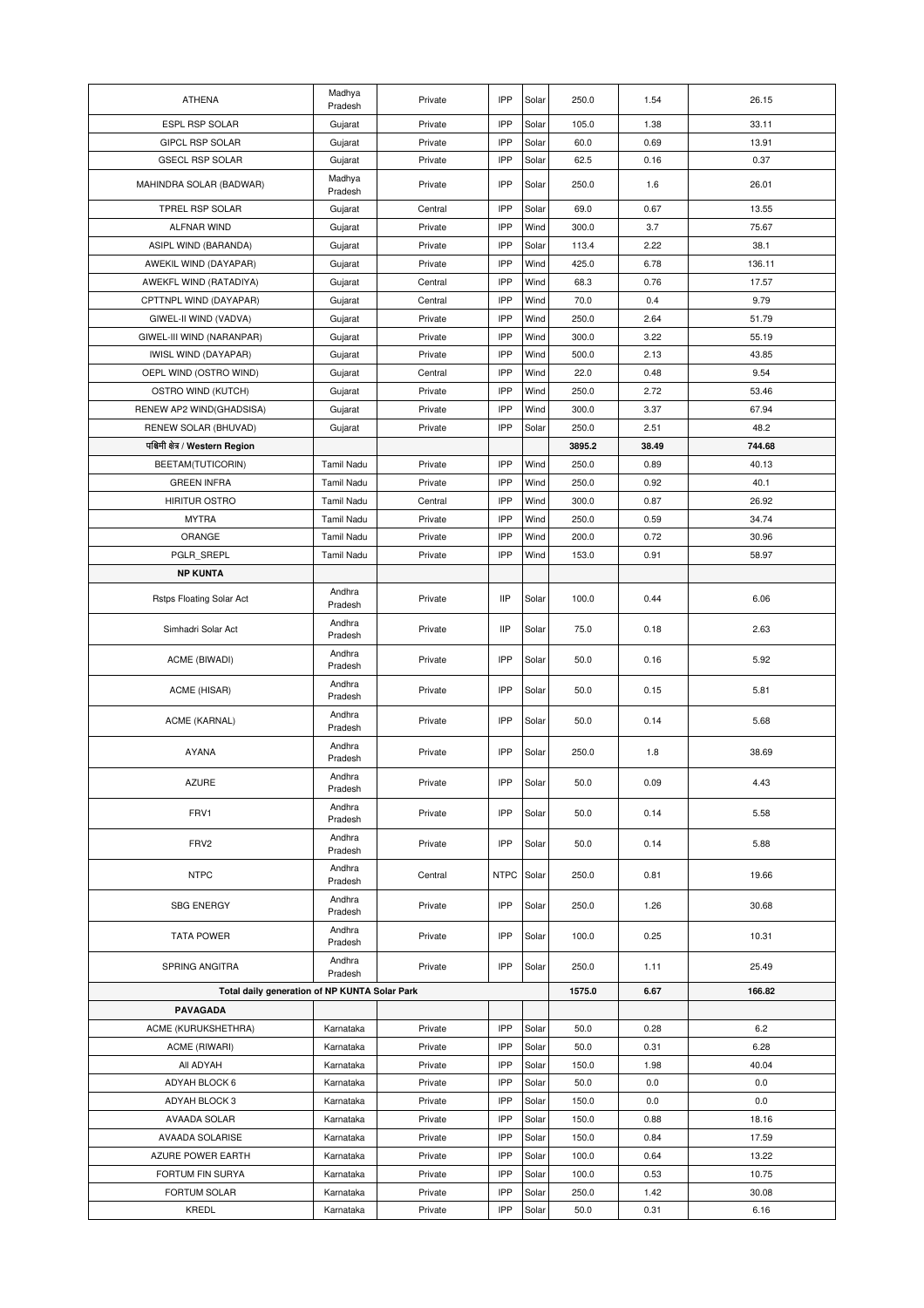| ATHENA | Madhya Pradesh | Private | IPP | Solar | 250.0 | 1.54 | 26.15 |
|---|---|---|---|---|---|---|---|
| ESPL RSP SOLAR | Gujarat | Private | IPP | Solar | 105.0 | 1.38 | 33.11 |
| GIPCL RSP SOLAR | Gujarat | Private | IPP | Solar | 60.0 | 0.69 | 13.91 |
| GSECL RSP SOLAR | Gujarat | Private | IPP | Solar | 62.5 | 0.16 | 0.37 |
| MAHINDRA SOLAR (BADWAR) | Madhya Pradesh | Private | IPP | Solar | 250.0 | 1.6 | 26.01 |
| TPREL RSP SOLAR | Gujarat | Central | IPP | Solar | 69.0 | 0.67 | 13.55 |
| ALFNAR WIND | Gujarat | Private | IPP | Wind | 300.0 | 3.7 | 75.67 |
| ASIPL WIND (BARANDA) | Gujarat | Private | IPP | Solar | 113.4 | 2.22 | 38.1 |
| AWEKIL WIND (DAYAPAR) | Gujarat | Private | IPP | Wind | 425.0 | 6.78 | 136.11 |
| AWEKFL WIND (RATADIYA) | Gujarat | Central | IPP | Wind | 68.3 | 0.76 | 17.57 |
| CPTTNPL WIND (DAYAPAR) | Gujarat | Central | IPP | Wind | 70.0 | 0.4 | 9.79 |
| GIWEL-II WIND (VADVA) | Gujarat | Private | IPP | Wind | 250.0 | 2.64 | 51.79 |
| GIWEL-III WIND (NARANPAR) | Gujarat | Private | IPP | Wind | 300.0 | 3.22 | 55.19 |
| IWISL WIND (DAYAPAR) | Gujarat | Private | IPP | Wind | 500.0 | 2.13 | 43.85 |
| OEPL WIND (OSTRO WIND) | Gujarat | Central | IPP | Wind | 22.0 | 0.48 | 9.54 |
| OSTRO WIND (KUTCH) | Gujarat | Private | IPP | Wind | 250.0 | 2.72 | 53.46 |
| RENEW AP2 WIND(GHADSISA) | Gujarat | Private | IPP | Wind | 300.0 | 3.37 | 67.94 |
| RENEW SOLAR (BHUVAD) | Gujarat | Private | IPP | Solar | 250.0 | 2.51 | 48.2 |
| **पश्चिमी क्षेत्र / Western Region** | | | | | 3895.2 | 38.49 | 744.68 |
| BEETAM(TUTICORIN) | Tamil Nadu | Private | IPP | Wind | 250.0 | 0.89 | 40.13 |
| GREEN INFRA | Tamil Nadu | Private | IPP | Wind | 250.0 | 0.92 | 40.1 |
| HIRITUR OSTRO | Tamil Nadu | Central | IPP | Wind | 300.0 | 0.87 | 26.92 |
| MYTRA | Tamil Nadu | Private | IPP | Wind | 250.0 | 0.59 | 34.74 |
| ORANGE | Tamil Nadu | Private | IPP | Wind | 200.0 | 0.72 | 30.96 |
| PGLR_SREPL | Tamil Nadu | Private | IPP | Wind | 153.0 | 0.91 | 58.97 |
| **NP KUNTA** | | | | | | | |
| Rstps Floating Solar Act | Andhra Pradesh | Private | IIP | Solar | 100.0 | 0.44 | 6.06 |
| Simhadri Solar Act | Andhra Pradesh | Private | IIP | Solar | 75.0 | 0.18 | 2.63 |
| ACME (BIWADI) | Andhra Pradesh | Private | IPP | Solar | 50.0 | 0.16 | 5.92 |
| ACME (HISAR) | Andhra Pradesh | Private | IPP | Solar | 50.0 | 0.15 | 5.81 |
| ACME (KARNAL) | Andhra Pradesh | Private | IPP | Solar | 50.0 | 0.14 | 5.68 |
| AYANA | Andhra Pradesh | Private | IPP | Solar | 250.0 | 1.8 | 38.69 |
| AZURE | Andhra Pradesh | Private | IPP | Solar | 50.0 | 0.09 | 4.43 |
| FRV1 | Andhra Pradesh | Private | IPP | Solar | 50.0 | 0.14 | 5.58 |
| FRV2 | Andhra Pradesh | Private | IPP | Solar | 50.0 | 0.14 | 5.88 |
| NTPC | Andhra Pradesh | Central | NTPC | Solar | 250.0 | 0.81 | 19.66 |
| SBG ENERGY | Andhra Pradesh | Private | IPP | Solar | 250.0 | 1.26 | 30.68 |
| TATA POWER | Andhra Pradesh | Private | IPP | Solar | 100.0 | 0.25 | 10.31 |
| SPRING ANGITRA | Andhra Pradesh | Private | IPP | Solar | 250.0 | 1.11 | 25.49 |
| **Total daily generation of NP KUNTA Solar Park** | | | | | **1575.0** | **6.67** | **166.82** |
| **PAVAGADA** | | | | | | | |
| ACME (KURUKSHETHRA) | Karnataka | Private | IPP | Solar | 50.0 | 0.28 | 6.2 |
| ACME (RIWARI) | Karnataka | Private | IPP | Solar | 50.0 | 0.31 | 6.28 |
| All ADYAH | Karnataka | Private | IPP | Solar | 150.0 | 1.98 | 40.04 |
| ADYAH BLOCK 6 | Karnataka | Private | IPP | Solar | 50.0 | 0.0 | 0.0 |
| ADYAH BLOCK 3 | Karnataka | Private | IPP | Solar | 150.0 | 0.0 | 0.0 |
| AVAADA SOLAR | Karnataka | Private | IPP | Solar | 150.0 | 0.88 | 18.16 |
| AVAADA SOLARISE | Karnataka | Private | IPP | Solar | 150.0 | 0.84 | 17.59 |
| AZURE POWER EARTH | Karnataka | Private | IPP | Solar | 100.0 | 0.64 | 13.22 |
| FORTUM FIN SURYA | Karnataka | Private | IPP | Solar | 100.0 | 0.53 | 10.75 |
| FORTUM SOLAR | Karnataka | Private | IPP | Solar | 250.0 | 1.42 | 30.08 |
| KREDL | Karnataka | Private | IPP | Solar | 50.0 | 0.31 | 6.16 |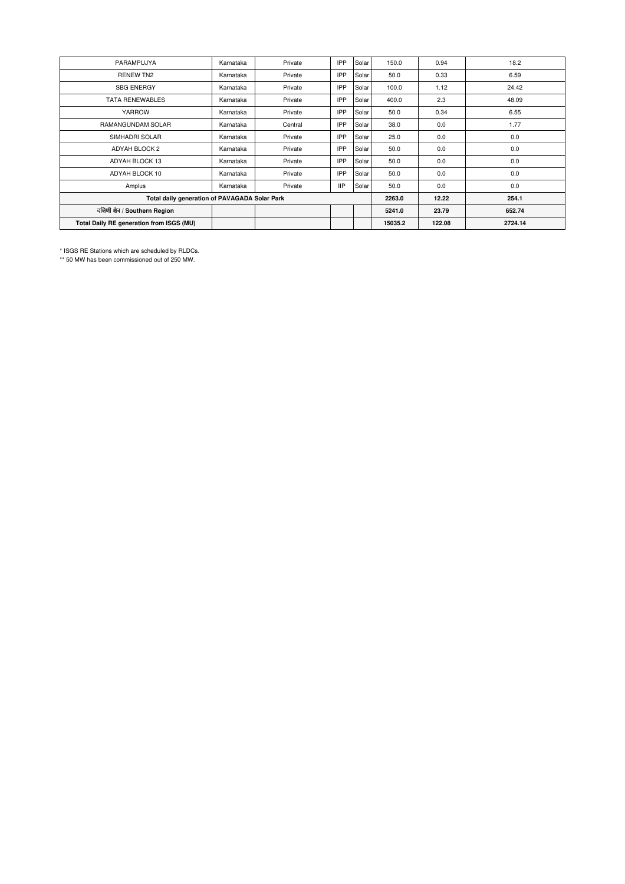| | | | | | | | |
|---|---|---|---|---|---|---|---|
| PARAMPUJYA | Karnataka | Private | IPP | Solar | 150.0 | 0.94 | 18.2 |
| RENEW TN2 | Karnataka | Private | IPP | Solar | 50.0 | 0.33 | 6.59 |
| SBG ENERGY | Karnataka | Private | IPP | Solar | 100.0 | 1.12 | 24.42 |
| TATA RENEWABLES | Karnataka | Private | IPP | Solar | 400.0 | 2.3 | 48.09 |
| YARROW | Karnataka | Private | IPP | Solar | 50.0 | 0.34 | 6.55 |
| RAMANGUNDAM SOLAR | Karnataka | Central | IPP | Solar | 38.0 | 0.0 | 1.77 |
| SIMHADRI SOLAR | Karnataka | Private | IPP | Solar | 25.0 | 0.0 | 0.0 |
| ADYAH BLOCK 2 | Karnataka | Private | IPP | Solar | 50.0 | 0.0 | 0.0 |
| ADYAH BLOCK 13 | Karnataka | Private | IPP | Solar | 50.0 | 0.0 | 0.0 |
| ADYAH BLOCK 10 | Karnataka | Private | IPP | Solar | 50.0 | 0.0 | 0.0 |
| Amplus | Karnataka | Private | IIP | Solar | 50.0 | 0.0 | 0.0 |
| **Total daily generation of PAVAGADA Solar Park** | | | | | **2263.0** | **12.22** | **254.1** |
| **दक्षिणी क्षेत्र / Southern Region** | | | | | **5241.0** | **23.79** | **652.74** |
| **Total Daily RE generation from ISGS (MU)** | | | | | **15035.2** | **122.08** | **2724.14** |

\* ISGS RE Stations which are scheduled by RLDCs.

\*\* 50 MW has been commissioned out of 250 MW.